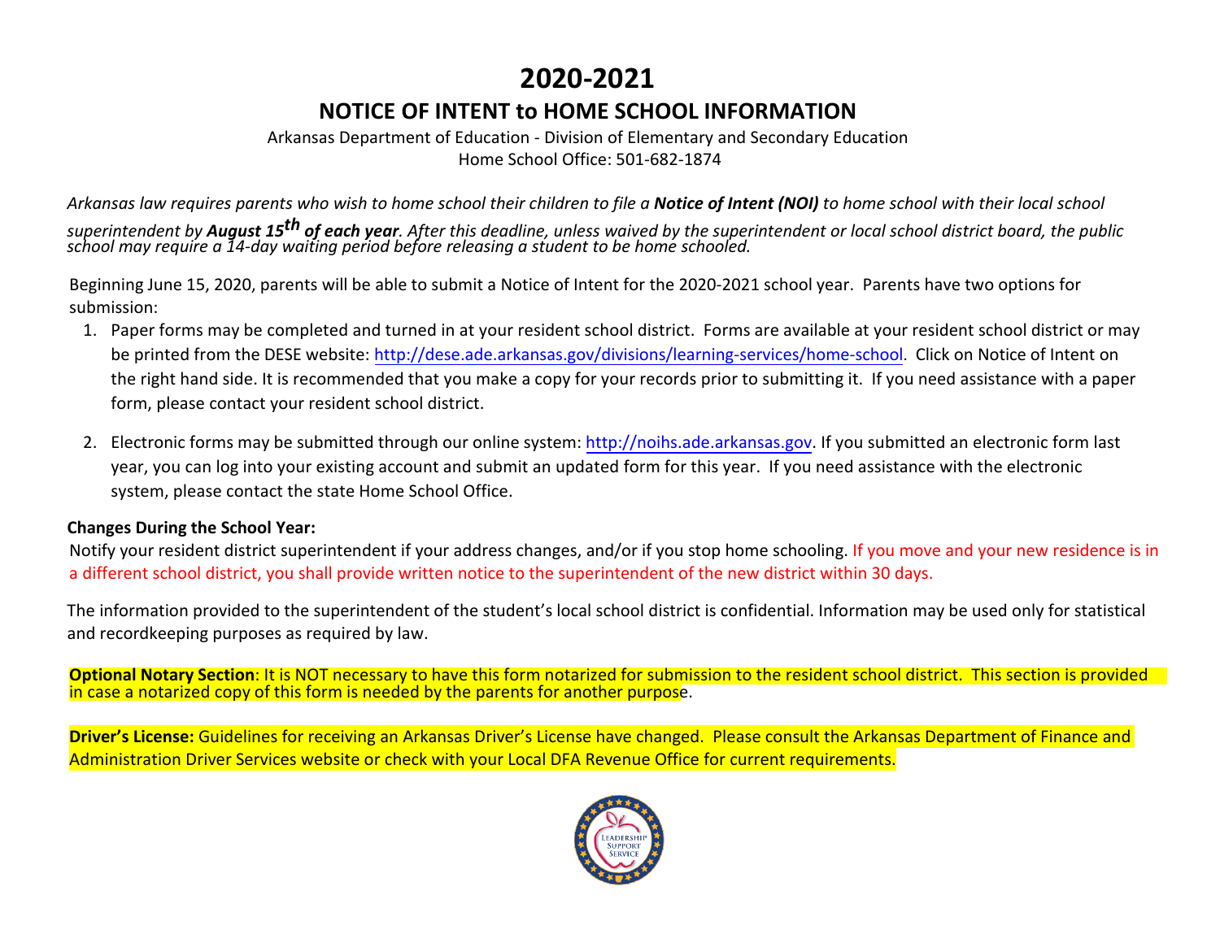# 2020-2021

## NOTICE OF INTENT to HOME SCHOOL INFORMATION

Arkansas Department of Education - Division of Elementary and Secondary Education
Home School Office: 501-682-1874

*Arkansas law requires parents who wish to home school their children to file a **Notice of Intent (NOI)** to home school with their local school superintendent by **August 15th of each year**. After this deadline, unless waived by the superintendent or local school district board, the public school may require a 14-day waiting period before releasing a student to be home schooled.*

Beginning June 15, 2020, parents will be able to submit a Notice of Intent for the 2020-2021 school year. Parents have two options for submission:

1. Paper forms may be completed and turned in at your resident school district. Forms are available at your resident school district or may be printed from the DESE website: http://dese.ade.arkansas.gov/divisions/learning-services/home-school. Click on Notice of Intent on the right hand side. It is recommended that you make a copy for your records prior to submitting it. If you need assistance with a paper form, please contact your resident school district.

2. Electronic forms may be submitted through our online system: http://noihs.ade.arkansas.gov. If you submitted an electronic form last year, you can log into your existing account and submit an updated form for this year. If you need assistance with the electronic system, please contact the state Home School Office.

**Changes During the School Year:**

Notify your resident district superintendent if your address changes, and/or if you stop home schooling. If you move and your new residence is in a different school district, you shall provide written notice to the superintendent of the new district within 30 days.

The information provided to the superintendent of the student's local school district is confidential. Information may be used only for statistical and recordkeeping purposes as required by law.

**Optional Notary Section**: It is NOT necessary to have this form notarized for submission to the resident school district. This section is provided in case a notarized copy of this form is needed by the parents for another purpose.

**Driver's License:** Guidelines for receiving an Arkansas Driver's License have changed. Please consult the Arkansas Department of Finance and Administration Driver Services website or check with your Local DFA Revenue Office for current requirements.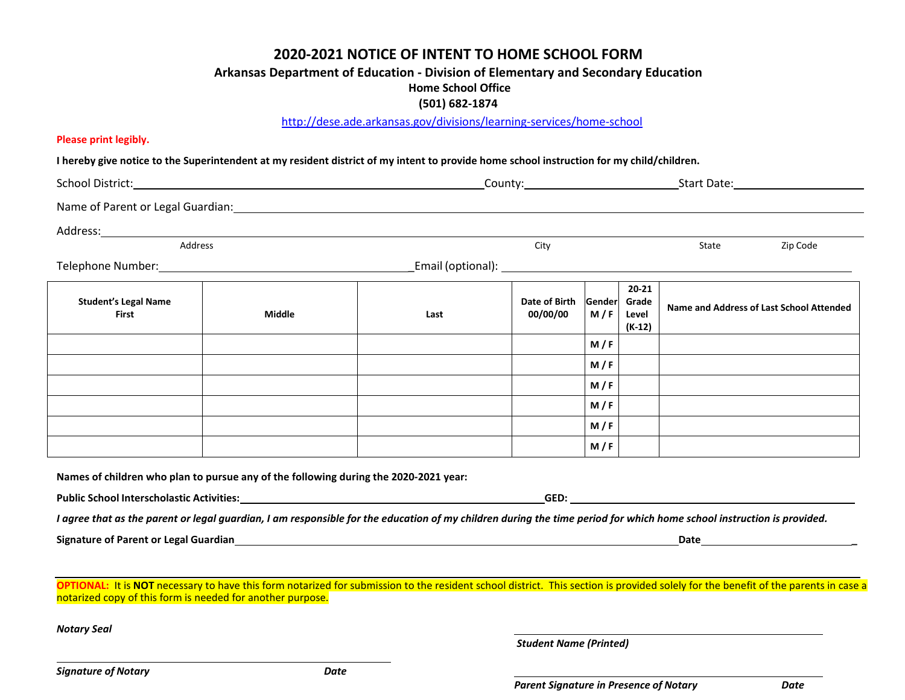# 2020-2021 NOTICE OF INTENT TO HOME SCHOOL FORM

**Arkansas Department of Education - Division of Elementary and Secondary Education**

**Home School Office**

**(501) 682-1874**

http://dese.ade.arkansas.gov/divisions/learning-services/home-school

**Please print legibly.**

**I hereby give notice to the Superintendent at my resident district of my intent to provide home school instruction for my child/children.**

School District:\_\_\_\_\_\_\_\_\_\_\_\_\_\_\_\_\_\_\_\_\_\_\_\_\_\_\_\_\_\_\_\_ County:\_\_\_\_\_\_\_\_\_\_\_\_\_\_\_\_ Start Date:\_\_\_\_\_\_\_\_\_\_\_\_\_\_\_\_

Name of Parent or Legal Guardian:\_\_\_\_\_\_\_\_\_\_\_\_\_\_\_\_\_\_\_\_\_\_\_\_\_\_\_\_\_\_\_\_\_\_\_\_\_\_\_\_\_\_\_\_

Address:\_\_\_\_\_\_\_\_\_\_\_\_\_\_\_\_\_\_\_\_\_\_\_\_\_\_\_\_\_\_\_\_\_\_\_\_\_\_\_\_\_\_\_\_\_\_\_\_\_\_\_\_\_\_\_\_

Address City State Zip Code

Telephone Number:\_\_\_\_\_\_\_\_\_\_\_\_\_\_\_\_\_\_\_\_\_\_\_\_ Email (optional): \_\_\_\_\_\_\_\_\_\_\_\_\_\_\_\_\_\_\_\_\_\_\_\_

| Student's Legal Name First | Middle | Last | Date of Birth 00/00/00 | Gender M / F | 20-21 Grade Level (K-12) | Name and Address of Last School Attended |
|---|---|---|---|---|---|---|
| | | | | M / F | | |
| | | | | M / F | | |
| | | | | M / F | | |
| | | | | M / F | | |
| | | | | M / F | | |
| | | | | M / F | | |

**Names of children who plan to pursue any of the following during the 2020-2021 year:**

**Public School Interscholastic Activities:**\_\_\_\_\_\_\_\_\_\_\_\_\_\_\_\_\_\_\_\_\_\_\_\_ **GED:** \_\_\_\_\_\_\_\_\_\_\_\_\_\_\_\_\_\_\_\_\_\_\_\_

***I agree that as the parent or legal guardian, I am responsible for the education of my children during the time period for which home school instruction is provided.***

**Signature of Parent or Legal Guardian**\_\_\_\_\_\_\_\_\_\_\_\_\_\_\_\_\_\_\_\_\_\_\_\_\_\_\_\_\_\_\_\_\_\_\_\_\_\_\_\_ **Date**\_\_\_\_\_\_\_\_\_\_\_\_\_\_\_\_

**OPTIONAL:** It is **NOT** necessary to have this form notarized for submission to the resident school district. This section is provided solely for the benefit of the parents in case a notarized copy of this form is needed for another purpose.

***Notary Seal***

\_\_\_\_\_\_\_\_\_\_\_\_\_\_\_\_\_\_\_\_\_\_\_\_\_\_\_\_\_\_\_\_

***Student Name (Printed)***

\_\_\_\_\_\_\_\_\_\_\_\_\_\_\_\_\_\_\_\_\_\_\_\_\_\_\_\_\_\_\_\_

***Signature of Notary*** ***Date***

\_\_\_\_\_\_\_\_\_\_\_\_\_\_\_\_\_\_\_\_\_\_\_\_\_\_\_\_\_\_\_\_

***Parent Signature in Presence of Notary*** ***Date***